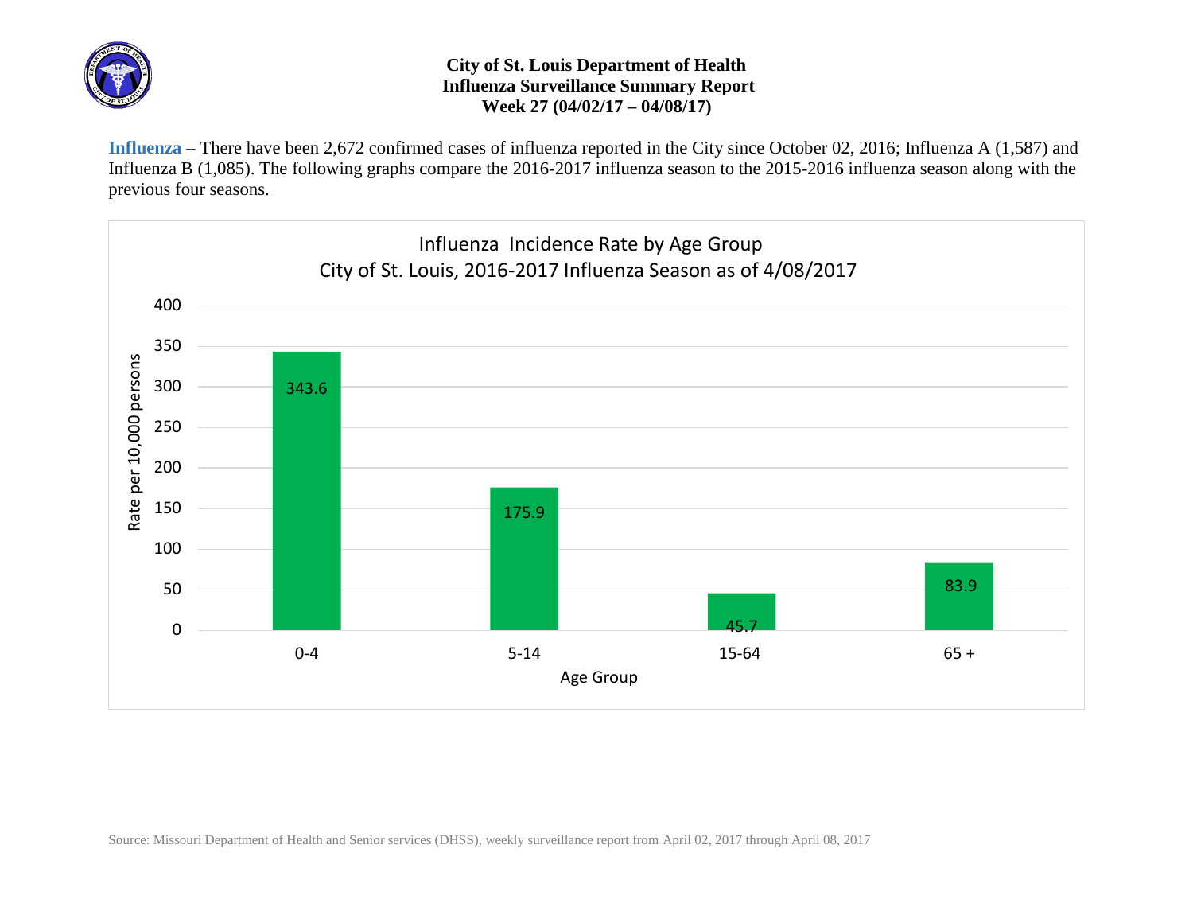# City of St. Louis Department of Health
## Influenza Surveillance Summary Report
### Week 27 (04/02/17 – 04/08/17)

**Influenza** – There have been 2,672 confirmed cases of influenza reported in the City since October 02, 2016; Influenza A (1,587) and Influenza B (1,085). The following graphs compare the 2016-2017 influenza season to the 2015-2016 influenza season along with the previous four seasons.

**Influenza Incidence Rate by Age Group**
**City of St. Louis, 2016-2017 Influenza Season as of 4/08/2017**

| Age Group | Rate per 10,000 persons |
|---|---|
| 0-4 | 343.6 |
| 5-14 | 175.9 |
| 15-64 | 45.7 |
| 65 + | 83.9 |

Source: Missouri Department of Health and Senior services (DHSS), weekly surveillance report from April 02, 2017 through April 08, 2017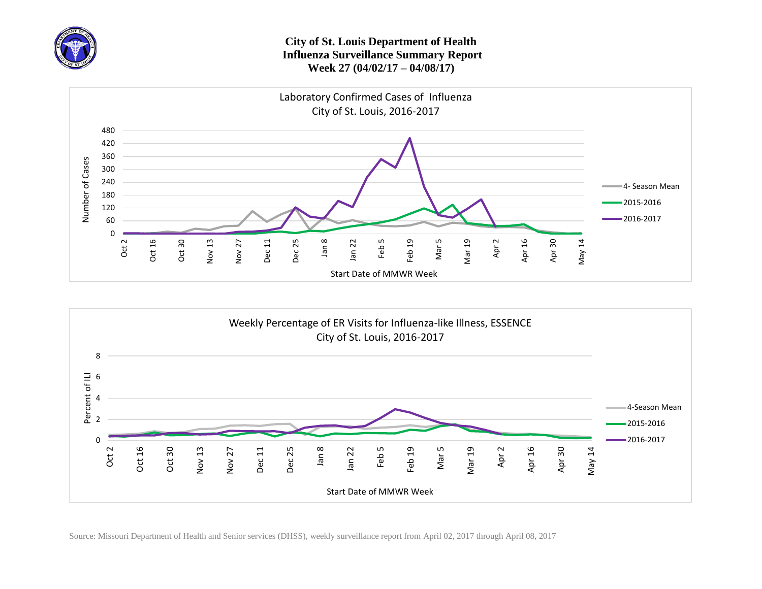# City of St. Louis Department of Health
## Influenza Surveillance Summary Report
### Week 27 (04/02/17 – 04/08/17)

Laboratory Confirmed Cases of Influenza
City of St. Louis, 2016-2017

Number of Cases

480
420
360
300
240
180
120
60
0

Oct 2, Oct 16, Oct 30, Nov 13, Nov 27, Dec 11, Dec 25, Jan 8, Jan 22, Feb 5, Feb 19, Mar 5, Mar 19, Apr 2, Apr 16, Apr 30, May 14

Start Date of MMWR Week

4- Season Mean
2015-2016
2016-2017

Weekly Percentage of ER Visits for Influenza-like Illness, ESSENCE
City of St. Louis, 2016-2017

Percent of ILI

8
6
4
2
0

Oct 2, Oct 16, Oct 30, Nov 13, Nov 27, Dec 11, Dec 25, Jan 8, Jan 22, Feb 5, Feb 19, Mar 5, Mar 19, Apr 2, Apr 16, Apr 30, May 14

Start Date of MMWR Week

4-Season Mean
2015-2016
2016-2017

Source: Missouri Department of Health and Senior services (DHSS), weekly surveillance report from April 02, 2017 through April 08, 2017